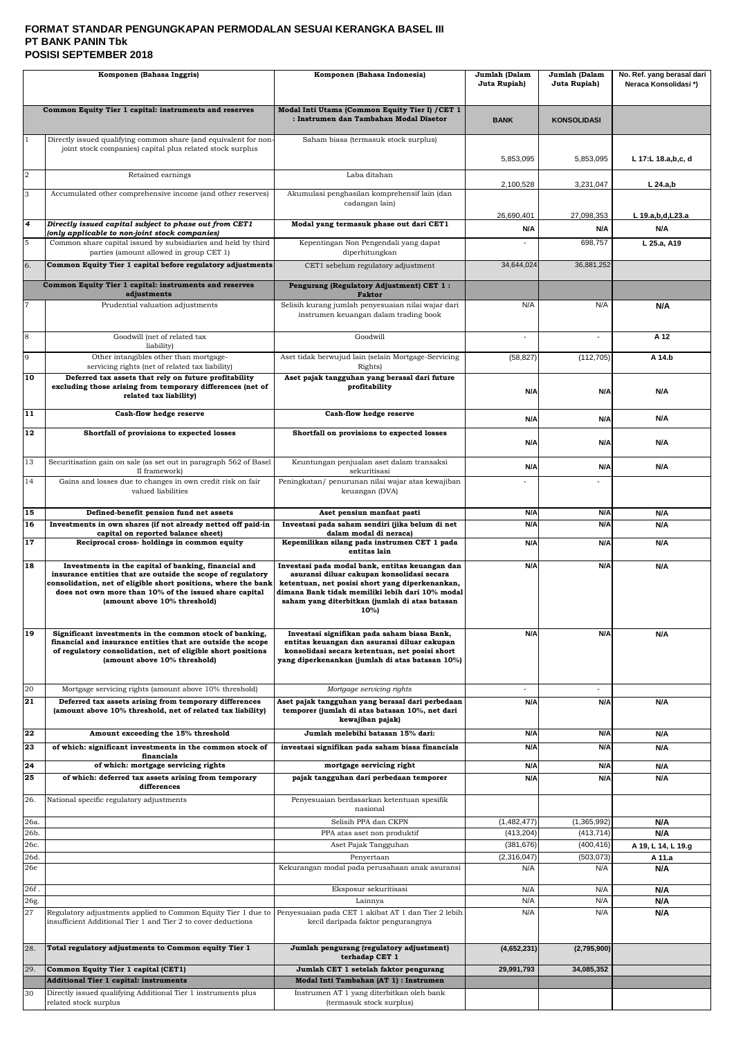# FORMAT STANDAR PENGUNGKAPAN PERMODALAN SESUAI KERANGKA BASEL III
## PT BANK PANIN Tbk
## POSISI SEPTEMBER 2018

| | Komponen (Bahasa Inggris) | Komponen (Bahasa Indonesia) | Jumlah (Dalam Juta Rupiah) | Jumlah (Dalam Juta Rupiah) | No. Ref. yang berasal dari Neraca Konsolidasi *) |
|---|---|---|---|---|---|
| | **Common Equity Tier 1 capital: instruments and reserves** | **Modal Inti Utama (Common Equity Tier I) /CET 1 : Instrumen dan Tambahan Modal Disetor** | **BANK** | **KONSOLIDASI** | |
| 1 | Directly issued qualifying common share (and equivalent for non-joint stock companies) capital plus related stock surplus | Saham biasa (termasuk stock surplus) | 5,853,095 | 5,853,095 | L 17:L 18.a,b,c, d |
| 2 | Retained earnings | Laba ditahan | 2,100,528 | 3,231,047 | L 24.a,b |
| 3 | Accumulated other comprehensive income (and other reserves) | Akumulasi penghasilan komprehensif lain (dan cadangan lain) | 26,690,401 | 27,098,353 | L 19.a,b,d,L23.a |
| 4 | *Directly issued capital subject to phase out from CET1 (only applicable to non-joint stock companies)* | **Modal yang termasuk phase out dari CET1** | N/A | N/A | N/A |
| 5 | Common share capital issued by subsidiaries and held by third parties (amount allowed in group CET 1) | Kepentingan Non Pengendali yang dapat diperhitungkan | - | 698,757 | L 25.a, A19 |
| 6. | **Common Equity Tier 1 capital before regulatory adjustments** | CET1 sebelum regulatory adjustment | 34,644,024 | 36,881,252 | |
| | **Common Equity Tier 1 capital: instruments and reserves adjustments** | **Pengurang (Regulatory Adjustment) CET 1 : Faktor** | | | |
| 7 | Prudential valuation adjustments | Selisih kurang jumlah penyesuaian nilai wajar dari instrumen keuangan dalam trading book | N/A | N/A | N/A |
| 8 | Goodwill (net of related tax liability) | Goodwill | - | - | A 12 |
| 9 | Other intangibles other than mortgage-servicing rights (net of related tax liability) | Aset tidak berwujud lain (selain Mortgage-Servicing Rights) | (58,827) | (112,705) | A 14.b |
| 10 | **Deferred tax assets that rely on future profitability excluding those arising from temporary differences (net of related tax liability)** | **Aset pajak tangguhan yang berasal dari future profitability** | N/A | N/A | N/A |
| 11 | **Cash-flow hedge reserve** | **Cash-flow hedge reserve** | N/A | N/A | N/A |
| 12 | **Shortfall of provisions to expected losses** | **Shortfall on provisions to expected losses** | N/A | N/A | N/A |
| 13 | Securitisation gain on sale (as set out in paragraph 562 of Basel II framework) | Keuntungan penjualan aset dalam transaksi sekuritisasi | N/A | N/A | N/A |
| 14 | Gains and losses due to changes in own credit risk on fair valued liabilities | Peningkatan/ penurunan nilai wajar atas kewajiban keuangan (DVA) | - | - | |
| 15 | **Defined-benefit pension fund net assets** | **Aset pensiun manfaat pasti** | N/A | N/A | N/A |
| 16 | **Investments in own shares (if not already netted off paid-in capital on reported balance sheet)** | **Investasi pada saham sendiri (jika belum di net dalam modal di neraca)** | N/A | N/A | N/A |
| 17 | **Reciprocal cross- holdings in common equity** | **Kepemilikan silang pada instrumen CET 1 pada entitas lain** | N/A | N/A | N/A |
| 18 | **Investments in the capital of banking, financial and insurance entities that are outside the scope of regulatory consolidation, net of eligible short positions, where the bank does not own more than 10% of the issued share capital (amount above 10% threshold)** | **Investasi pada modal bank, entitas keuangan dan asuransi diluar cakupan konsolidasi secara ketentuan, net posisi short yang diperkenankan, dimana Bank tidak memiliki lebih dari 10% modal saham yang diterbitkan (jumlah di atas batasan 10%)** | N/A | N/A | N/A |
| 19 | **Significant investments in the common stock of banking, financial and insurance entities that are outside the scope of regulatory consolidation, net of eligible short positions (amount above 10% threshold)** | **Investasi signifikan pada saham biasa Bank, entitas keuangan dan asuransi diluar cakupan konsolidasi secara ketentuan, net posisi short yang diperkenankan (jumlah di atas batasan 10%)** | N/A | N/A | N/A |
| 20 | Mortgage servicing rights (amount above 10% threshold) | *Mortgage servicing rights* | - | - | |
| 21 | **Deferred tax assets arising from temporary differences (amount above 10% threshold, net of related tax liability)** | **Aset pajak tangguhan yang berasal dari perbedaan temporer (jumlah di atas batasan 10%, net dari kewajiban pajak)** | N/A | N/A | N/A |
| 22 | **Amount exceeding the 15% threshold** | **Jumlah melebihi batasan 15% dari:** | N/A | N/A | N/A |
| 23 | **of which: significant investments in the common stock of financials** | **investasi signifikan pada saham biasa financials** | N/A | N/A | N/A |
| 24 | **of which: mortgage servicing rights** | **mortgage servicing right** | N/A | N/A | N/A |
| 25 | **of which: deferred tax assets arising from temporary differences** | **pajak tangguhan dari perbedaan temporer** | N/A | N/A | N/A |
| 26. | National specific regulatory adjustments | Penyesuaian berdasarkan ketentuan spesifik nasional | | | |
| 26a. | | Selisih PPA dan CKPN | (1,482,477) | (1,365,992) | N/A |
| 26b. | | PPA atas aset non produktif | (413,204) | (413,714) | N/A |
| 26c. | | Aset Pajak Tangguhan | (381,676) | (400,416) | A 19, L 14, L 19.g |
| 26d. | | Penyertaan | (2,316,047) | (503,073) | A 11.a |
| 26e | | Kekurangan modal pada perusahaan anak asuransi | N/A | N/A | N/A |
| 26f . | | Eksposur sekuritisasi | N/A | N/A | N/A |
| 26g. | | Lainnya | N/A | N/A | N/A |
| 27 | Regulatory adjustments applied to Common Equity Tier 1 due to insufficient Additional Tier 1 and Tier 2 to cover deductions | Penyesuaian pada CET 1 akibat AT 1 dan Tier 2 lebih kecil daripada faktor pengurangnya | N/A | N/A | N/A |
| 28. | **Total regulatory adjustments to Common equity Tier 1** | **Jumlah pengurang (regulatory adjustment) terhadap CET 1** | **(4,652,231)** | **(2,795,900)** | |
| 29. | **Common Equity Tier 1 capital (CET1)** | **Jumlah CET 1 setelah faktor pengurang** | **29,991,793** | **34,085,352** | |
| | **Additional Tier 1 capital: instruments** | **Modal Inti Tambahan (AT 1) : Instrumen** | | | |
| 30 | Directly issued qualifying Additional Tier 1 instruments plus related stock surplus | Instrumen AT 1 yang diterbitkan oleh bank (termasuk stock surplus) | | | |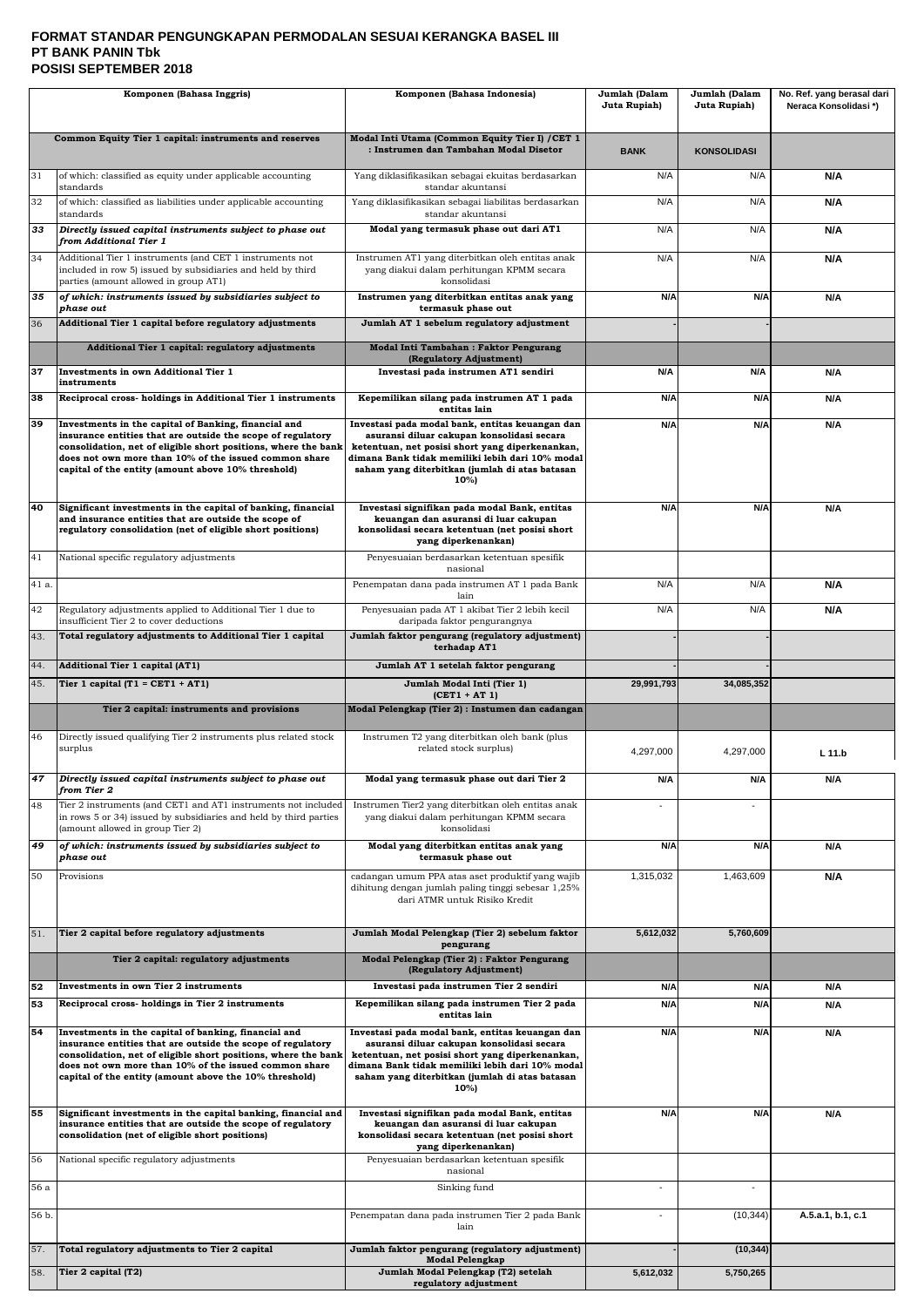**FORMAT STANDAR PENGUNGKAPAN PERMODALAN SESUAI KERANGKA BASEL III**
**PT BANK PANIN Tbk**
**POSISI SEPTEMBER 2018**

| | Komponen (Bahasa Inggris) | Komponen (Bahasa Indonesia) | Jumlah (Dalam Juta Rupiah) | Jumlah (Dalam Juta Rupiah) | No. Ref. yang berasal dari Neraca Konsolidasi *) |
|---|---|---|---|---|---|
| | **Common Equity Tier 1 capital: instruments and reserves** | **Modal Inti Utama (Common Equity Tier I) /CET 1 : Instrumen dan Tambahan Modal Disetor** | **BANK** | **KONSOLIDASI** | |
| 31 | of which: classified as equity under applicable accounting standards | Yang diklasifikasikan sebagai ekuitas berdasarkan standar akuntansi | N/A | N/A | **N/A** |
| 32 | of which: classified as liabilities under applicable accounting standards | Yang diklasifikasikan sebagai liabilitas berdasarkan standar akuntansi | N/A | N/A | **N/A** |
| ***33*** | ***Directly issued capital instruments subject to phase out from Additional Tier 1*** | **Modal yang termasuk phase out dari AT1** | N/A | N/A | **N/A** |
| 34 | Additional Tier 1 instruments (and CET 1 instruments not included in row 5) issued by subsidiaries and held by third parties (amount allowed in group AT1) | Instrumen AT1 yang diterbitkan oleh entitas anak yang diakui dalam perhitungan KPMM secara konsolidasi | N/A | N/A | **N/A** |
| ***35*** | ***of which: instruments issued by subsidiaries subject to phase out*** | **Instrumen yang diterbitkan entitas anak yang termasuk phase out** | **N/A** | **N/A** | **N/A** |
| 36 | **Additional Tier 1 capital before regulatory adjustments** | **Jumlah AT 1 sebelum regulatory adjustment** | **-** | **-** | |
| | **Additional Tier 1 capital: regulatory adjustments** | **Modal Inti Tambahan : Faktor Pengurang (Regulatory Adjustment)** | | | |
| **37** | **Investments in own Additional Tier 1 instruments** | **Investasi pada instrumen AT1 sendiri** | **N/A** | **N/A** | **N/A** |
| **38** | **Reciprocal cross- holdings in Additional Tier 1 instruments** | **Kepemilikan silang pada instrumen AT 1 pada entitas lain** | **N/A** | **N/A** | **N/A** |
| **39** | **Investments in the capital of Banking, financial and insurance entities that are outside the scope of regulatory consolidation, net of eligible short positions, where the bank does not own more than 10% of the issued common share capital of the entity (amount above 10% threshold)** | **Investasi pada modal bank, entitas keuangan dan asuransi diluar cakupan konsolidasi secara ketentuan, net posisi short yang diperkenankan, dimana Bank tidak memiliki lebih dari 10% modal saham yang diterbitkan (jumlah di atas batasan 10%)** | **N/A** | **N/A** | **N/A** |
| **40** | **Significant investments in the capital of banking, financial and insurance entities that are outside the scope of regulatory consolidation (net of eligible short positions)** | **Investasi signifikan pada modal Bank, entitas keuangan dan asuransi di luar cakupan konsolidasi secara ketentuan (net posisi short yang diperkenankan)** | **N/A** | **N/A** | **N/A** |
| 41 | National specific regulatory adjustments | Penyesuaian berdasarkan ketentuan spesifik nasional | | | |
| 41 a. | | Penempatan dana pada instrumen AT 1 pada Bank lain | N/A | N/A | **N/A** |
| 42 | Regulatory adjustments applied to Additional Tier 1 due to insufficient Tier 2 to cover deductions | Penyesuaian pada AT 1 akibat Tier 2 lebih kecil daripada faktor pengurangnya | N/A | N/A | **N/A** |
| 43. | **Total regulatory adjustments to Additional Tier 1 capital** | **Jumlah faktor pengurang (regulatory adjustment) terhadap AT1** | **-** | **-** | |
| 44. | **Additional Tier 1 capital (AT1)** | **Jumlah AT 1 setelah faktor pengurang** | **-** | **-** | |
| 45. | **Tier 1 capital (T1 = CET1 + AT1)** | **Jumlah Modal Inti (Tier 1) (CET1 + AT 1)** | **29,991,793** | **34,085,352** | |
| | **Tier 2 capital: instruments and provisions** | **Modal Pelengkap (Tier 2) : Instumen dan cadangan** | | | |
| 46 | Directly issued qualifying Tier 2 instruments plus related stock surplus | Instrumen T2 yang diterbitkan oleh bank (plus related stock surplus) | 4,297,000 | 4,297,000 | **L 11.b** |
| ***47*** | ***Directly issued capital instruments subject to phase out from Tier 2*** | **Modal yang termasuk phase out dari Tier 2** | **N/A** | **N/A** | **N/A** |
| 48 | Tier 2 instruments (and CET1 and AT1 instruments not included in rows 5 or 34) issued by subsidiaries and held by third parties (amount allowed in group Tier 2) | Instrumen Tier2 yang diterbitkan oleh entitas anak yang diakui dalam perhitungan KPMM secara konsolidasi | - | - | |
| ***49*** | ***of which: instruments issued by subsidiaries subject to phase out*** | **Modal yang diterbitkan entitas anak yang termasuk phase out** | **N/A** | **N/A** | **N/A** |
| 50 | Provisions | cadangan umum PPA atas aset produktif yang wajib dihitung dengan jumlah paling tinggi sebesar 1,25% dari ATMR untuk Risiko Kredit | 1,315,032 | 1,463,609 | **N/A** |
| 51. | **Tier 2 capital before regulatory adjustments** | **Jumlah Modal Pelengkap (Tier 2) sebelum faktor pengurang** | **5,612,032** | **5,760,609** | |
| | **Tier 2 capital: regulatory adjustments** | **Modal Pelengkap (Tier 2) : Faktor Pengurang (Regulatory Adjustment)** | | | |
| **52** | **Investments in own Tier 2 instruments** | **Investasi pada instrumen Tier 2 sendiri** | **N/A** | **N/A** | **N/A** |
| **53** | **Reciprocal cross- holdings in Tier 2 instruments** | **Kepemilikan silang pada instrumen Tier 2 pada entitas lain** | **N/A** | **N/A** | **N/A** |
| **54** | **Investments in the capital of banking, financial and insurance entities that are outside the scope of regulatory consolidation, net of eligible short positions, where the bank does not own more than 10% of the issued common share capital of the entity (amount above the 10% threshold)** | **Investasi pada modal bank, entitas keuangan dan asuransi diluar cakupan konsolidasi secara ketentuan, net posisi short yang diperkenankan, dimana Bank tidak memiliki lebih dari 10% modal saham yang diterbitkan (jumlah di atas batasan 10%)** | **N/A** | **N/A** | **N/A** |
| **55** | **Significant investments in the capital banking, financial and insurance entities that are outside the scope of regulatory consolidation (net of eligible short positions)** | **Investasi signifikan pada modal Bank, entitas keuangan dan asuransi di luar cakupan konsolidasi secara ketentuan (net posisi short yang diperkenankan)** | **N/A** | **N/A** | **N/A** |
| 56 | National specific regulatory adjustments | Penyesuaian berdasarkan ketentuan spesifik nasional | | | |
| 56 a | | Sinking fund | - | - | |
| 56 b. | | Penempatan dana pada instrumen Tier 2 pada Bank lain | - | (10,344) | **A.5.a.1, b.1, c.1** |
| 57. | **Total regulatory adjustments to Tier 2 capital** | **Jumlah faktor pengurang (regulatory adjustment) Modal Pelengkap** | **-** | **(10,344)** | |
| 58. | **Tier 2 capital (T2)** | **Jumlah Modal Pelengkap (T2) setelah regulatory adjustment** | **5,612,032** | **5,750,265** | |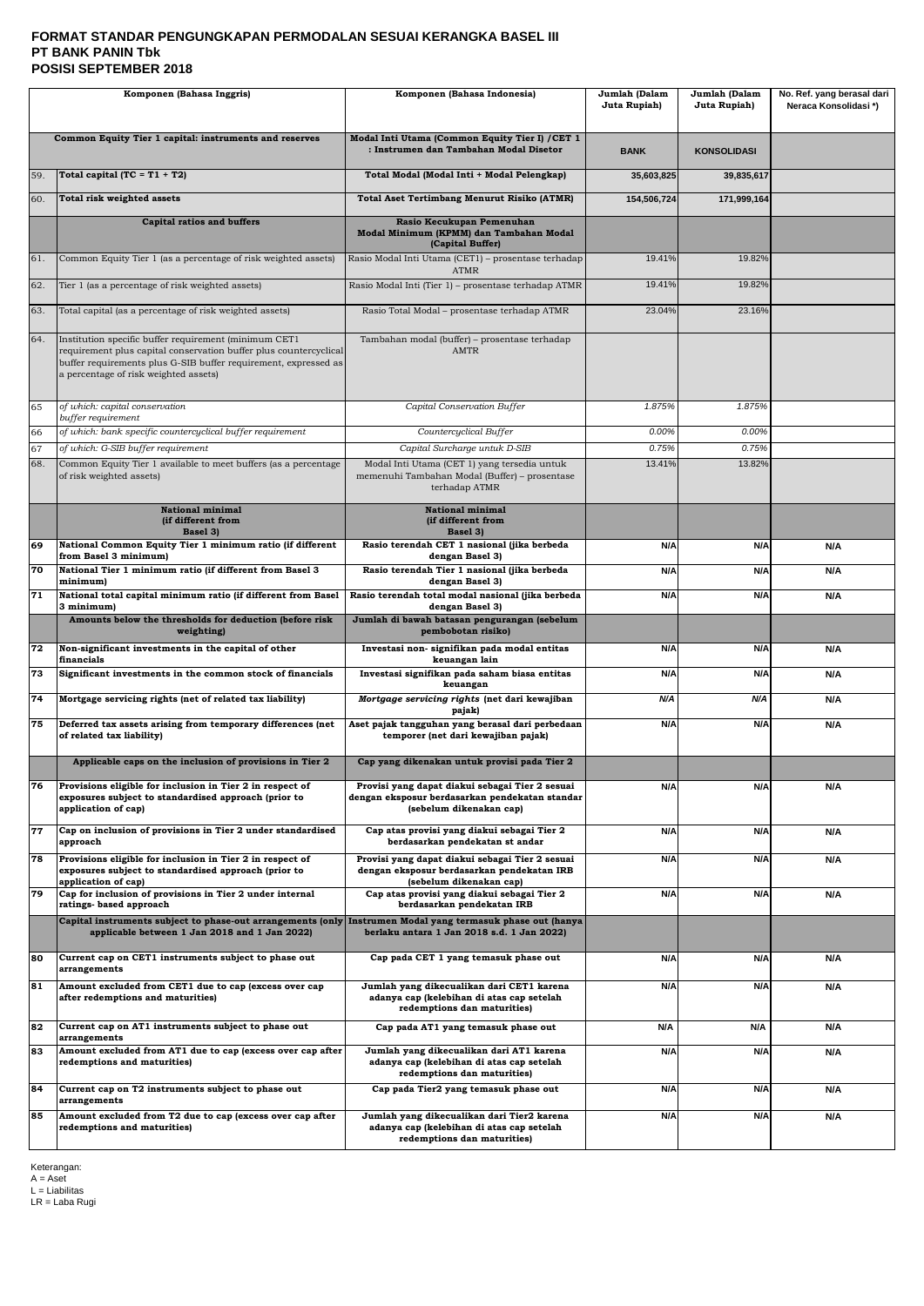# FORMAT STANDAR PENGUNGKAPAN PERMODALAN SESUAI KERANGKA BASEL III
## PT BANK PANIN Tbk
## POSISI SEPTEMBER 2018

| | Komponen (Bahasa Inggris) | Komponen (Bahasa Indonesia) | Jumlah (Dalam Juta Rupiah) | Jumlah (Dalam Juta Rupiah) | No. Ref. yang berasal dari Neraca Konsolidasi *) |
|---|---|---|---|---|---|
| | **Common Equity Tier 1 capital: instruments and reserves** | **Modal Inti Utama (Common Equity Tier I) /CET 1 : Instrumen dan Tambahan Modal Disetor** | **BANK** | **KONSOLIDASI** | |
| 59. | **Total capital (TC = T1 + T2)** | **Total Modal (Modal Inti + Modal Pelengkap)** | **35,603,825** | **39,835,617** | |
| 60. | **Total risk weighted assets** | **Total Aset Tertimbang Menurut Risiko (ATMR)** | **154,506,724** | **171,999,164** | |
| | **Capital ratios and buffers** | **Rasio Kecukupan Pemenuhan Modal Minimum (KPMM) dan Tambahan Modal (Capital Buffer)** | | | |
| 61. | Common Equity Tier 1 (as a percentage of risk weighted assets) | Rasio Modal Inti Utama (CET1) – prosentase terhadap ATMR | 19.41% | 19.82% | |
| 62. | Tier 1 (as a percentage of risk weighted assets) | Rasio Modal Inti (Tier 1) – prosentase terhadap ATMR | 19.41% | 19.82% | |
| 63. | Total capital (as a percentage of risk weighted assets) | Rasio Total Modal – prosentase terhadap ATMR | 23.04% | 23.16% | |
| 64. | Institution specific buffer requirement (minimum CET1 requirement plus capital conservation buffer plus countercyclical buffer requirements plus G-SIB buffer requirement, expressed as a percentage of risk weighted assets) | Tambahan modal (buffer) – prosentase terhadap AMTR | | | |
| 65 | *of which: capital conservation buffer requirement* | *Capital Conservation Buffer* | *1.875%* | *1.875%* | |
| 66 | *of which: bank specific countercyclical buffer requirement* | *Countercyclical Buffer* | *0.00%* | *0.00%* | |
| 67 | *of which: G-SIB buffer requirement* | *Capital Surcharge untuk D-SIB* | *0.75%* | *0.75%* | |
| 68. | Common Equity Tier 1 available to meet buffers (as a percentage of risk weighted assets) | Modal Inti Utama (CET 1) yang tersedia untuk memenuhi Tambahan Modal (Buffer) – prosentase terhadap ATMR | 13.41% | 13.82% | |
| | **National minimal (if different from Basel 3)** | **National minimal (if different from Basel 3)** | | | |
| 69 | **National Common Equity Tier 1 minimum ratio (if different from Basel 3 minimum)** | **Rasio terendah CET 1 nasional (jika berbeda dengan Basel 3)** | **N/A** | **N/A** | **N/A** |
| 70 | **National Tier 1 minimum ratio (if different from Basel 3 minimum)** | **Rasio terendah Tier 1 nasional (jika berbeda dengan Basel 3)** | **N/A** | **N/A** | **N/A** |
| 71 | **National total capital minimum ratio (if different from Basel 3 minimum)** | **Rasio terendah total modal nasional (jika berbeda dengan Basel 3)** | **N/A** | **N/A** | **N/A** |
| | **Amounts below the thresholds for deduction (before risk weighting)** | **Jumlah di bawah batasan pengurangan (sebelum pembobotan risiko)** | | | |
| 72 | **Non-significant investments in the capital of other financials** | **Investasi non- signifikan pada modal entitas keuangan lain** | **N/A** | **N/A** | **N/A** |
| 73 | **Significant investments in the common stock of financials** | **Investasi signifikan pada saham biasa entitas keuangan** | **N/A** | **N/A** | **N/A** |
| 74 | **Mortgage servicing rights (net of related tax liability)** | ***Mortgage servicing rights* (net dari kewajiban pajak)** | ***N/A*** | ***N/A*** | **N/A** |
| 75 | **Deferred tax assets arising from temporary differences (net of related tax liability)** | **Aset pajak tangguhan yang berasal dari perbedaan temporer (net dari kewajiban pajak)** | **N/A** | **N/A** | **N/A** |
| | **Applicable caps on the inclusion of provisions in Tier 2** | **Cap yang dikenakan untuk provisi pada Tier 2** | | | |
| 76 | **Provisions eligible for inclusion in Tier 2 in respect of exposures subject to standardised approach (prior to application of cap)** | **Provisi yang dapat diakui sebagai Tier 2 sesuai dengan eksposur berdasarkan pendekatan standar (sebelum dikenakan cap)** | **N/A** | **N/A** | **N/A** |
| 77 | **Cap on inclusion of provisions in Tier 2 under standardised approach** | **Cap atas provisi yang diakui sebagai Tier 2 berdasarkan pendekatan st andar** | **N/A** | **N/A** | **N/A** |
| 78 | **Provisions eligible for inclusion in Tier 2 in respect of exposures subject to standardised approach (prior to application of cap)** | **Provisi yang dapat diakui sebagai Tier 2 sesuai dengan eksposur berdasarkan pendekatan IRB (sebelum dikenakan cap)** | **N/A** | **N/A** | **N/A** |
| 79 | **Cap for inclusion of provisions in Tier 2 under internal ratings- based approach** | **Cap atas provisi yang diakui sebagai Tier 2 berdasarkan pendekatan IRB** | **N/A** | **N/A** | **N/A** |
| | **Capital instruments subject to phase-out arrangements (only applicable between 1 Jan 2018 and 1 Jan 2022)** | **Instrumen Modal yang termasuk phase out (hanya berlaku antara 1 Jan 2018 s.d. 1 Jan 2022)** | | | |
| 80 | **Current cap on CET1 instruments subject to phase out arrangements** | **Cap pada CET 1 yang temasuk phase out** | **N/A** | **N/A** | **N/A** |
| 81 | **Amount excluded from CET1 due to cap (excess over cap after redemptions and maturities)** | **Jumlah yang dikecualikan dari CET1 karena adanya cap (kelebihan di atas cap setelah redemptions dan maturities)** | **N/A** | **N/A** | **N/A** |
| 82 | **Current cap on AT1 instruments subject to phase out arrangements** | **Cap pada AT1 yang temasuk phase out** | **N/A** | **N/A** | **N/A** |
| 83 | **Amount excluded from AT1 due to cap (excess over cap after redemptions and maturities)** | **Jumlah yang dikecualikan dari AT1 karena adanya cap (kelebihan di atas cap setelah redemptions dan maturities)** | **N/A** | **N/A** | **N/A** |
| 84 | **Current cap on T2 instruments subject to phase out arrangements** | **Cap pada Tier2 yang temasuk phase out** | **N/A** | **N/A** | **N/A** |
| 85 | **Amount excluded from T2 due to cap (excess over cap after redemptions and maturities)** | **Jumlah yang dikecualikan dari Tier2 karena adanya cap (kelebihan di atas cap setelah redemptions dan maturities)** | **N/A** | **N/A** | **N/A** |

Keterangan:
A = Aset
L = Liabilitas
LR = Laba Rugi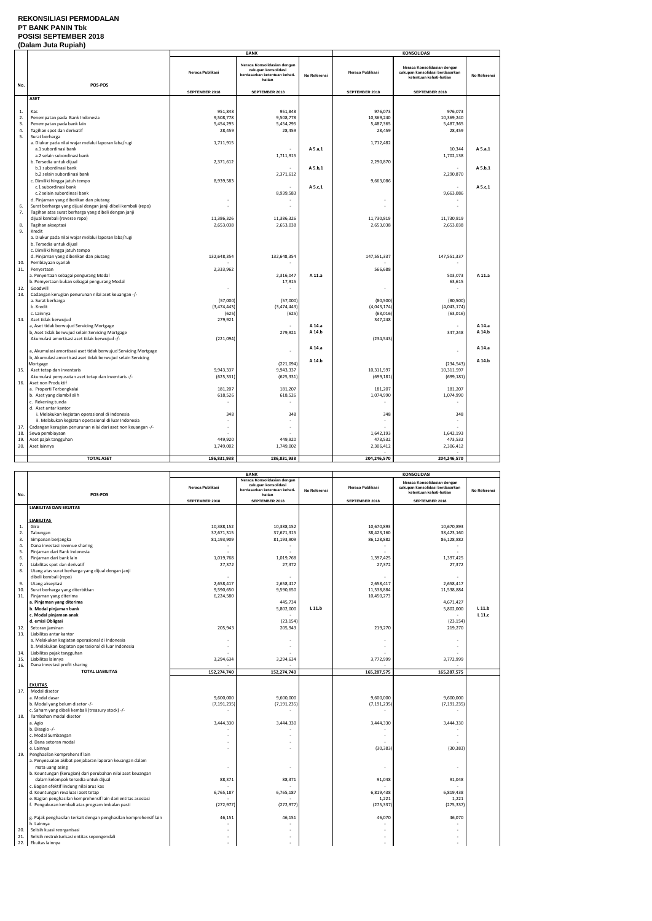# REKONSILIASI PERMODALAN
# PT BANK PANIN Tbk
# POSISI SEPTEMBER 2018
# (Dalam Juta Rupiah)

| No. | POS-POS | BANK | | | KONSOLIDASI | | |
|---|---|---|---|---|---|---|---|
| | | Neraca Publikasi | Neraca Konsolidasian dengan cakupan konsolidasi berdasarkan ketentuan kehati-hatian | No Referensi | Neraca Publikasi | Neraca Konsolidasian dengan cakupan konsolidasi berdasarkan ketentuan kehati-hatian | No Referensi |
| | | SEPTEMBER 2018 | SEPTEMBER 2018 | | SEPTEMBER 2018 | SEPTEMBER 2018 | |
| | **ASET** | | | | | | |
| 1. | Kas | 951,848 | 951,848 | | 976,073 | 976,073 | |
| 2. | Penempatan pada Bank Indonesia | 9,508,778 | 9,508,778 | | 10,369,240 | 10,369,240 | |
| 3. | Penempatan pada bank lain | 5,454,295 | 5,454,295 | | 5,487,365 | 5,487,365 | |
| 4. | Tagihan spot dan derivatif | 28,459 | 28,459 | | 28,459 | 28,459 | |
| 5. | Surat berharga | | | | | | |
| | a. Diukur pada nilai wajar melalui laporan laba/rugi | 1,711,915 | | | 1,712,482 | | |
| | a.1 subordinasi bank | | - | A 5.a,1 | | 10,344 | A 5.a,1 |
| | a.2 selain subordinasi bank | | 1,711,915 | | | 1,702,138 | |
| | b. Tersedia untuk dijual | 2,371,612 | | | 2,290,870 | | |
| | b.1 subordinasi bank | | - | A 5.b,1 | | - | A 5.b,1 |
| | b.2 selain subordinasi bank | | 2,371,612 | | | 2,290,870 | |
| | c. Dimiliki hingga jatuh tempo | 8,939,583 | | | 9,663,086 | | |
| | c.1 subordinasi bank | | - | A 5.c,1 | | - | A 5.c,1 |
| | c.2 selain subordinasi bank | | 8,939,583 | | | 9,663,086 | |
| | d. Pinjaman yang diberikan dan piutang | - | - | | - | - | |
| 6. | Surat berharga yang dijual dengan janji dibeli kembali (repo) | - | - | | - | - | |
| 7. | Tagihan atas surat berharga yang dibeli dengan janji dijual kembali (reverse repo) | 11,386,326 | 11,386,326 | | 11,730,819 | 11,730,819 | |
| 8. | Tagihan akseptasi | 2,653,038 | 2,653,038 | | 2,653,038 | 2,653,038 | |
| 9. | Kredit | | | | | | |
| | a. Diukur pada nilai wajar melalui laporan laba/rugi | | | | | | |
| | b. Tersedia untuk dijual | | | | | | |
| | c. Dimiliki hingga jatuh tempo | | | | | | |
| | d. Pinjaman yang diberikan dan piutang | 132,648,354 | 132,648,354 | | 147,551,337 | 147,551,337 | |
| 10. | Pembiayaan syariah | - | - | | - | - | |
| 11. | Penyertaan | 2,333,962 | | | 566,688 | | |
| | a. Penyertaan sebagai pengurang Modal | | 2,316,047 | A 11.a | | 503,073 | A 11.a |
| | b. Penyertaan bukan sebagai pengurang Modal | | 17,915 | | | 63,615 | |
| 12. | Goodwill | - | - | | - | - | |
| 13. | Cadangan kerugian penurunan nilai aset keuangan -/- | | | | | | |
| | a. Surat berharga | (57,000) | (57,000) | | (80,500) | (80,500) | |
| | b. Kredit | (3,474,443) | (3,474,443) | | (4,043,174) | (4,043,174) | |
| | c. Lainnya | (625) | (625) | | (63,016) | (63,016) | |
| 14. | Aset tidak berwujud | 279,921 | | | 347,248 | | |
| | a, Aset tidak berwujud Servicing Mortgage | | - | A 14.a | | - | A 14.a |
| | b, Aset tidak berwujud selain Servicing Mortgage | | 279,921 | A 14.b | | 347,248 | A 14.b |
| | Akumulasi amortisasi aset tidak berwujud -/- | (221,094) | | | (234,543) | | |
| | a, Akumulasi amortisasi aset tidak berwujud Servicing Mortgage | | - | A 14.a | | - | A 14.a |
| | b, Akumulasi amortisasi aset tidak berwujud selain Servicing Mortgage | | (221,094) | A 14.b | | (234,543) | A 14.b |
| 15. | Aset tetap dan inventaris | 9,943,337 | 9,943,337 | | 10,311,597 | 10,311,597 | |
| | Akumulasi penyusutan aset tetap dan inventaris -/- | (625,331) | (625,331) | | (699,181) | (699,181) | |
| 16. | Aset non Produktif | | | | | | |
| | a. Properti Terbengkalai | 181,207 | 181,207 | | 181,207 | 181,207 | |
| | b. Aset yang diambil alih | 618,526 | 618,526 | | 1,074,990 | 1,074,990 | |
| | c. Rekening tunda | - | - | | - | - | |
| | d. Aset antar kantor | | | | | | |
| | i. Melakukan kegiatan operasional di Indonesia | 348 | 348 | | 348 | 348 | |
| | ii. Melakukan kegiatan operasional di luar Indonesia | - | - | | - | - | |
| 17. | Cadangan kerugian penurunan nilai dari aset non keuangan -/- | - | - | | - | - | |
| 18. | Sewa pembiayaan | - | - | | 1,642,193 | 1,642,193 | |
| 19. | Aset pajak tangguhan | 449,920 | 449,920 | | 473,532 | 473,532 | |
| 20. | Aset lainnya | 1,749,002 | 1,749,002 | | 2,306,412 | 2,306,412 | |
| | **TOTAL ASET** | **186,831,938** | **186,831,938** | | **204,246,570** | **204,246,570** | |

| No. | POS-POS | BANK | | | KONSOLIDASI | | |
|---|---|---|---|---|---|---|---|
| | | Neraca Publikasi | Neraca Konsolidasian dengan cakupan konsolidasi berdasarkan ketentuan kehati-hatian | No Referensi | Neraca Publikasi | Neraca Konsolidasian dengan cakupan konsolidasi berdasarkan ketentuan kehati-hatian | No Referensi |
| | | SEPTEMBER 2018 | SEPTEMBER 2018 | | SEPTEMBER 2018 | SEPTEMBER 2018 | |
| | **LIABILITAS DAN EKUITAS** | | | | | | |
| | **LIABILITAS** | | | | | | |
| 1. | Giro | 10,388,152 | 10,388,152 | | 10,670,893 | 10,670,893 | |
| 2. | Tabungan | 37,671,315 | 37,671,315 | | 38,423,160 | 38,423,160 | |
| 3. | Simpanan berjangka | 81,193,909 | 81,193,909 | | 86,128,882 | 86,128,882 | |
| 4. | Dana investasi revenue sharing | - | - | | - | - | |
| 5. | Pinjaman dari Bank Indonesia | - | - | | - | - | |
| 6. | Pinjaman dari bank lain | 1,019,768 | 1,019,768 | | 1,397,425 | 1,397,425 | |
| 7. | Liabilitas spot dan derivatif | 27,372 | 27,372 | | 27,372 | 27,372 | |
| 8. | Utang atas surat berharga yang dijual dengan janji dibeli kembali (repo) | - | - | | - | - | |
| 9. | Utang akseptasi | 2,658,417 | 2,658,417 | | 2,658,417 | 2,658,417 | |
| 10. | Surat berharga yang diterbitkan | 9,590,650 | 9,590,650 | | 11,538,884 | 11,538,884 | |
| 11. | Pinjaman yang diterima | 6,224,580 | | | 10,450,273 | | |
| | **a. Pinjaman yang diterima** | | 445,734 | | | 4,671,427 | |
| | **b. Modal pinjaman bank** | | 5,802,000 | L 11.b | | 5,802,000 | L 11.b |
| | **c. Modal pinjaman anak** | | - | | | - | L 11.c |
| | **d. emisi Obligasi** | | (23,154) | | | (23,154) | |
| 12. | Setoran jaminan | 205,943 | 205,943 | | 219,270 | 219,270 | |
| 13. | Liabilitas antar kantor | | | | | | |
| | a. Melakukan kegiatan operasional di Indonesia | - | - | | - | - | |
| | b. Melakukan kegiatan operasional di luar Indonesia | - | - | | - | - | |
| 14. | Liabilitas pajak tangguhan | - | - | | - | - | |
| 15. | Liabilitas lainnya | 3,294,634 | 3,294,634 | | 3,772,999 | 3,772,999 | |
| 16. | Dana investasi profit sharing | - | - | | - | - | |
| | **TOTAL LIABILITAS** | **152,274,740** | **152,274,740** | | **165,287,575** | **165,287,575** | |
| | **EKUITAS** | | | | | | |
| 17. | Modal disetor | | | | | | |
| | a. Modal dasar | 9,600,000 | 9,600,000 | | 9,600,000 | 9,600,000 | |
| | b. Modal yang belum disetor -/- | (7,191,235) | (7,191,235) | | (7,191,235) | (7,191,235) | |
| | c. Saham yang dibeli kembali (treasury stock) -/- | - | - | | - | - | |
| 18. | Tambahan modal disetor | | | | | | |
| | a. Agio | 3,444,330 | 3,444,330 | | 3,444,330 | 3,444,330 | |
| | b. Disagio -/- | - | - | | - | - | |
| | c. Modal Sumbangan | - | - | | - | - | |
| | d. Dana setoran modal | - | - | | - | - | |
| | e. Lainnya | - | - | | (30,383) | (30,383) | |
| 19. | Penghasilan komprehensif lain | | | | | | |
| | a. Penyesuaian akibat penjabaran laporan keuangan dalam mata uang asing | - | - | | - | - | |
| | b. Keuntungan (kerugian) dari perubahan nilai aset keuangan dalam kelompok tersedia untuk dijual | 88,371 | 88,371 | | 91,048 | 91,048 | |
| | c. Bagian efektif lindung nilai arus kas | - | - | | - | - | |
| | d. Keuntungan revaluasi aset tetap | 6,765,187 | 6,765,187 | | 6,819,438 | 6,819,438 | |
| | e. Bagian penghasilan komprehensif lain dari entitas asosiasi | - | - | | 1,221 | 1,221 | |
| | f. Pengukuran kembali atas program imbalan pasti | (272,977) | (272,977) | | (275,337) | (275,337) | |
| | g. Pajak penghasilan terkait dengan penghasilan komprehensif lain | 46,151 | 46,151 | | 46,070 | 46,070 | |
| | h. Lainnya | - | - | | - | - | |
| 20. | Selisih kuasi reorganisasi | - | - | | - | - | |
| 21. | Selisih restrukturisasi entitas sepengendali | - | - | | - | - | |
| 22. | Ekuitas lainnya | - | - | | - | - | |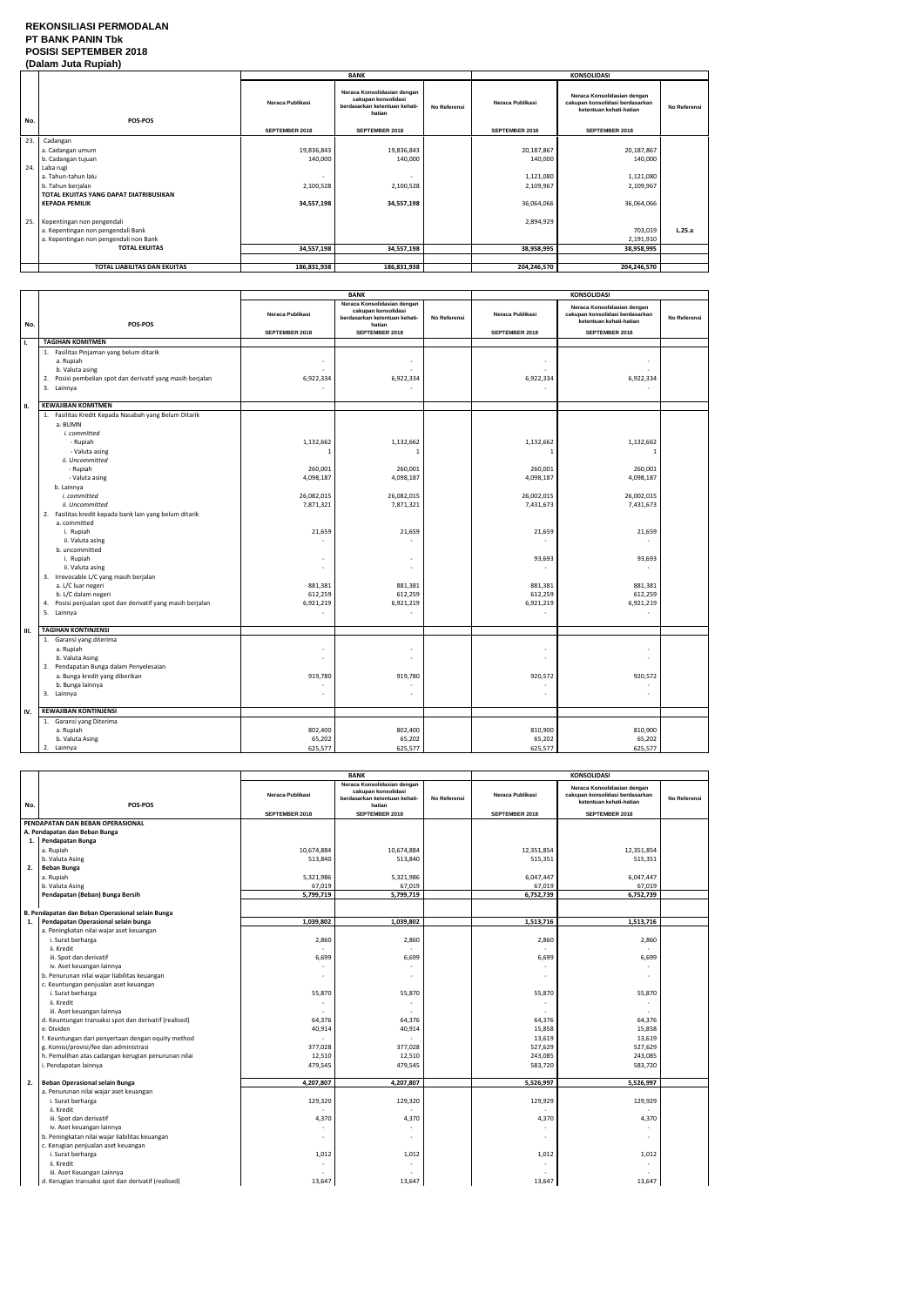**REKONSILIASI PERMODALAN**
**PT BANK PANIN Tbk**
**POSISI SEPTEMBER 2018**
**(Dalam Juta Rupiah)**

| No. | POS-POS | BANK | | | KONSOLIDASI | | |
|---|---|---|---|---|---|---|---|
| | | Neraca Publikasi | Neraca Konsolidasian dengan cakupan konsolidasi berdasarkan ketentuan kehati-hatian | No Referensi | Neraca Publikasi | Neraca Konsolidasian dengan cakupan konsolidasi berdasarkan ketentuan kehati-hatian | No Referensi |
| | | SEPTEMBER 2018 | SEPTEMBER 2018 | | SEPTEMBER 2018 | SEPTEMBER 2018 | |
| 23. | Cadangan | | | | | | |
| | a. Cadangan umum | 19,836,843 | 19,836,843 | | 20,187,867 | 20,187,867 | |
| | b. Cadangan tujuan | 140,000 | 140,000 | | 140,000 | 140,000 | |
| 24. | Laba rugi | | | | | | |
| | a. Tahun-tahun lalu | - | - | | 1,121,080 | 1,121,080 | |
| | b. Tahun berjalan | 2,100,528 | 2,100,528 | | 2,109,967 | 2,109,967 | |
| | **TOTAL EKUITAS YANG DAPAT DIATRIBUSIKAN KEPADA PEMILIK** | **34,557,198** | **34,557,198** | | 36,064,066 | 36,064,066 | |
| 25. | Kepentingan non pengendali | | | | 2,894,929 | | |
| | a. Kepentingan non pengendali Bank | | | | | 703,019 | L.25.a |
| | a. Kepentingan non pengendali non Bank | | | | | 2,191,910 | |
| | **TOTAL EKUITAS** | **34,557,198** | **34,557,198** | | **38,958,995** | **38,958,995** | |
| | **TOTAL LIABILITAS DAN EKUITAS** | **186,831,938** | **186,831,938** | | **204,246,570** | **204,246,570** | |

| No. | POS-POS | BANK | | | KONSOLIDASI | | |
|---|---|---|---|---|---|---|---|
| | | Neraca Publikasi | Neraca Konsolidasian dengan cakupan konsolidasi berdasarkan ketentuan kehati-hatian | No Referensi | Neraca Publikasi | Neraca Konsolidasian dengan cakupan konsolidasi berdasarkan ketentuan kehati-hatian | No Referensi |
| | | SEPTEMBER 2018 | SEPTEMBER 2018 | | SEPTEMBER 2018 | SEPTEMBER 2018 | |
| **I.** | **TAGIHAN KOMITMEN** | | | | | | |
| | 1. Fasilitas Pinjaman yang belum ditarik | | | | | | |
| | a. Rupiah | - | - | | - | - | |
| | b. Valuta asing | - | - | | - | - | |
| | 2. Posisi pembelian spot dan derivatif yang masih berjalan | 6,922,334 | 6,922,334 | | 6,922,334 | 6,922,334 | |
| | 3. Lainnya | - | - | | - | - | |
| **II.** | **KEWAJIBAN KOMITMEN** | | | | | | |
| | 1. Fasilitas Kredit Kepada Nasabah yang Belum Ditarik | | | | | | |
| | a. BUMN | | | | | | |
| | *i. committed* | | | | | | |
| | - Rupiah | 1,132,662 | 1,132,662 | | 1,132,662 | 1,132,662 | |
| | - Valuta asing | 1 | 1 | | 1 | 1 | |
| | *ii. Uncommitted* | | | | | | |
| | - Rupiah | 260,001 | 260,001 | | 260,001 | 260,001 | |
| | - Valuta asing | 4,098,187 | 4,098,187 | | 4,098,187 | 4,098,187 | |
| | b. Lainnya | | | | | | |
| | *i. committed* | 26,082,015 | 26,082,015 | | 26,002,015 | 26,002,015 | |
| | *ii. Uncommitted* | 7,871,321 | 7,871,321 | | 7,431,673 | 7,431,673 | |
| | 2. Fasilitas kredit kepada bank lain yang belum ditarik | | | | | | |
| | a. committed | | | | | | |
| | i. Rupiah | 21,659 | 21,659 | | 21,659 | 21,659 | |
| | ii. Valuta asing | - | - | | - | - | |
| | b. uncommitted | | | | | | |
| | i. Rupiah | - | - | | 93,693 | 93,693 | |
| | ii. Valuta asing | - | - | | - | - | |
| | 3. Irrevocable L/C yang masih berjalan | | | | | | |
| | a. L/C luar negeri | 881,381 | 881,381 | | 881,381 | 881,381 | |
| | b. L/C dalam negeri | 612,259 | 612,259 | | 612,259 | 612,259 | |
| | 4. Posisi penjualan spot dan derivatif yang masih berjalan | 6,921,219 | 6,921,219 | | 6,921,219 | 6,921,219 | |
| | 5. Lainnya | - | - | | - | - | |
| **III.** | **TAGIHAN KONTINJENSI** | | | | | | |
| | 1. Garansi yang diterima | | | | | | |
| | a. Rupiah | - | - | | - | - | |
| | b. Valuta Asing | - | - | | - | - | |
| | 2. Pendapatan Bunga dalam Penyelesaian | | | | | | |
| | a. Bunga kredit yang diberikan | 919,780 | 919,780 | | 920,572 | 920,572 | |
| | b. Bunga lainnya | - | - | | - | - | |
| | 3. Lainnya | - | - | | - | - | |
| **IV.** | **KEWAJIBAN KONTINJENSI** | | | | | | |
| | 1. Garansi yang Diterima | | | | | | |
| | a. Rupiah | 802,400 | 802,400 | | 810,900 | 810,900 | |
| | b. Valuta Asing | 65,202 | 65,202 | | 65,202 | 65,202 | |
| | 2. Lainnya | 625,577 | 625,577 | | 625,577 | 625,577 | |

| No. | POS-POS | BANK | | | KONSOLIDASI | | |
|---|---|---|---|---|---|---|---|
| | | Neraca Publikasi | Neraca Konsolidasian dengan cakupan konsolidasi berdasarkan ketentuan kehati-hatian | No Referensi | Neraca Publikasi | Neraca Konsolidasian dengan cakupan konsolidasi berdasarkan ketentuan kehati-hatian | No Referensi |
| | | SEPTEMBER 2018 | SEPTEMBER 2018 | | SEPTEMBER 2018 | SEPTEMBER 2018 | |
| | **PENDAPATAN DAN BEBAN OPERASIONAL** | | | | | | |
| | **A. Pendapatan dan Beban Bunga** | | | | | | |
| **1.** | **Pendapatan Bunga** | | | | | | |
| | a. Rupiah | 10,674,884 | 10,674,884 | | 12,351,854 | 12,351,854 | |
| | b. Valuta Asing | 513,840 | 513,840 | | 515,351 | 515,351 | |
| **2.** | **Beban Bunga** | | | | | | |
| | a. Rupiah | 5,321,986 | 5,321,986 | | 6,047,447 | 6,047,447 | |
| | b. Valuta Asing | 67,019 | 67,019 | | 67,019 | 67,019 | |
| | **Pendapatan (Beban) Bunga Bersih** | **5,799,719** | **5,799,719** | | **6,752,739** | **6,752,739** | |
| | **B. Pendapatan dan Beban Operasional selain Bunga** | | | | | | |
| **1.** | **Pendapatan Operasional selain bunga** | **1,039,802** | **1,039,802** | | **1,513,716** | **1,513,716** | |
| | a. Peningkatan nilai wajar aset keuangan | | | | | | |
| | i. Surat berharga | 2,860 | 2,860 | | 2,860 | 2,860 | |
| | ii. Kredit | - | - | | - | - | |
| | iii. Spot dan derivatif | 6,699 | 6,699 | | 6,699 | 6,699 | |
| | iv. Aset keuangan lainnya | - | - | | - | - | |
| | b. Penurunan nilai wajar liabilitas keuangan | - | - | | - | - | |
| | c. Keuntungan penjualan aset keuangan | | | | | | |
| | i. Surat berharga | 55,870 | 55,870 | | 55,870 | 55,870 | |
| | ii. Kredit | - | - | | - | - | |
| | iii. Aset keuangan lainnya | - | - | | - | - | |
| | d. Keuntungan transaksi spot dan derivatif (realised) | 64,376 | 64,376 | | 64,376 | 64,376 | |
| | e. Dividen | 40,914 | 40,914 | | 15,858 | 15,858 | |
| | f. Keuntungan dari penyertaan dengan equity method | - | - | | 13,619 | 13,619 | |
| | g. Komisi/provisi/fee dan administrasi | 377,028 | 377,028 | | 527,629 | 527,629 | |
| | h. Pemulihan atas cadangan kerugian penurunan nilai | 12,510 | 12,510 | | 243,085 | 243,085 | |
| | i. Pendapatan lainnya | 479,545 | 479,545 | | 583,720 | 583,720 | |
| **2.** | **Beban Operasional selain Bunga** | **4,207,807** | **4,207,807** | | **5,526,997** | **5,526,997** | |
| | a. Penurunan nilai wajar aset keuangan | | | | | | |
| | i. Surat berharga | 129,320 | 129,320 | | 129,929 | 129,929 | |
| | ii. Kredit | - | - | | - | - | |
| | iii. Spot dan derivatif | 4,370 | 4,370 | | 4,370 | 4,370 | |
| | iv. Aset keuangan lainnya | - | - | | - | - | |
| | b. Peningkatan nilai wajar liabilitas keuangan | - | - | | - | - | |
| | c. Kerugian penjualan aset keuangan | | | | | | |
| | i. Surat berharga | 1,012 | 1,012 | | 1,012 | 1,012 | |
| | ii. Kredit | - | - | | - | - | |
| | iii. Aset Keuangan Lainnya | - | - | | - | - | |
| | d. Kerugian transaksi spot dan derivatif (realised) | 13,647 | 13,647 | | 13,647 | 13,647 | |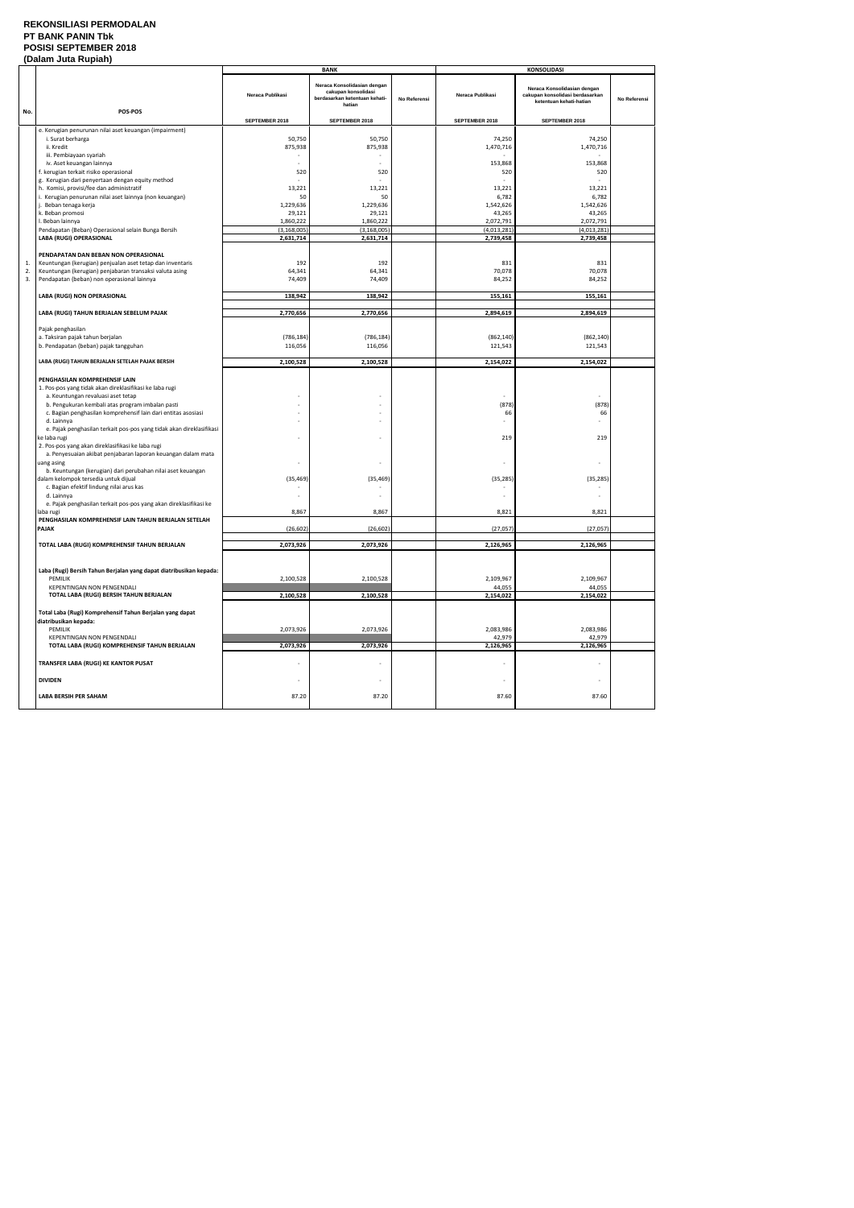**REKONSILIASI PERMODALAN**
**PT BANK PANIN Tbk**
**POSISI SEPTEMBER 2018**
**(Dalam Juta Rupiah)**

| No. | POS-POS | BANK | | | KONSOLIDASI | | |
|---|---|---|---|---|---|---|---|
| | | Neraca Publikasi | Neraca Konsolidasian dengan cakupan konsolidasi berdasarkan ketentuan kehati-hatian | No Referensi | Neraca Publikasi | Neraca Konsolidasian dengan cakupan konsolidasi berdasarkan ketentuan kehati-hatian | No Referensi |
| | | SEPTEMBER 2018 | SEPTEMBER 2018 | | SEPTEMBER 2018 | SEPTEMBER 2018 | |
| | e. Kerugian penurunan nilai aset keuangan (impairment) | | | | | | |
| | i. Surat berharga | 50,750 | 50,750 | | 74,250 | 74,250 | |
| | ii. Kredit | 875,938 | 875,938 | | 1,470,716 | 1,470,716 | |
| | iii. Pembiayaan syariah | - | - | | - | - | |
| | iv. Aset keuangan lainnya | - | - | | 153,868 | 153,868 | |
| | f. kerugian terkait risiko operasional | 520 | 520 | | 520 | 520 | |
| | g. Kerugian dari penyertaan dengan equity method | - | - | | - | - | |
| | h. Komisi, provisi/fee dan administratif | 13,221 | 13,221 | | 13,221 | 13,221 | |
| | i. Kerugian penurunan nilai aset lainnya (non keuangan) | 50 | 50 | | 6,782 | 6,782 | |
| | j. Beban tenaga kerja | 1,229,636 | 1,229,636 | | 1,542,626 | 1,542,626 | |
| | k. Beban promosi | 29,121 | 29,121 | | 43,265 | 43,265 | |
| | l. Beban lainnya | 1,860,222 | 1,860,222 | | 2,072,791 | 2,072,791 | |
| | Pendapatan (Beban) Operasional selain Bunga Bersih | (3,168,005) | (3,168,005) | | (4,013,281) | (4,013,281) | |
| | **LABA (RUGI) OPERASIONAL** | **2,631,714** | **2,631,714** | | **2,739,458** | **2,739,458** | |
| | **PENDAPATAN DAN BEBAN NON OPERASIONAL** | | | | | | |
| 1. | Keuntungan (kerugian) penjualan aset tetap dan inventaris | 192 | 192 | | 831 | 831 | |
| 2. | Keuntungan (kerugian) penjabaran transaksi valuta asing | 64,341 | 64,341 | | 70,078 | 70,078 | |
| 3. | Pendapatan (beban) non operasional lainnya | 74,409 | 74,409 | | 84,252 | 84,252 | |
| | **LABA (RUGI) NON OPERASIONAL** | **138,942** | **138,942** | | **155,161** | **155,161** | |
| | **LABA (RUGI) TAHUN BERJALAN SEBELUM PAJAK** | **2,770,656** | **2,770,656** | | **2,894,619** | **2,894,619** | |
| | Pajak penghasilan | | | | | | |
| | a. Taksiran pajak tahun berjalan | (786,184) | (786,184) | | (862,140) | (862,140) | |
| | b. Pendapatan (beban) pajak tangguhan | 116,056 | 116,056 | | 121,543 | 121,543 | |
| | **LABA (RUGI) TAHUN BERJALAN SETELAH PAJAK BERSIH** | **2,100,528** | **2,100,528** | | **2,154,022** | **2,154,022** | |
| | **PENGHASILAN KOMPREHENSIF LAIN** | | | | | | |
| | 1. Pos-pos yang tidak akan direklasifikasi ke laba rugi | | | | | | |
| | a. Keuntungan revaluasi aset tetap | - | - | | - | - | |
| | b. Pengukuran kembali atas program imbalan pasti | - | - | | (878) | (878) | |
| | c. Bagian penghasilan komprehensif lain dari entitas asosiasi | - | - | | 66 | 66 | |
| | d. Lainnya | - | - | | - | - | |
| | e. Pajak penghasilan terkait pos-pos yang tidak akan direklasifikasi ke laba rugi | - | - | | 219 | 219 | |
| | 2. Pos-pos yang akan direklasifikasi ke laba rugi | | | | | | |
| | a. Penyesuaian akibat penjabaran laporan keuangan dalam mata uang asing | - | - | | - | - | |
| | b. Keuntungan (kerugian) dari perubahan nilai aset keuangan dalam kelompok tersedia untuk dijual | (35,469) | (35,469) | | (35,285) | (35,285) | |
| | c. Bagian efektif lindung nilai arus kas | - | - | | - | - | |
| | d. Lainnya | - | - | | - | - | |
| | e. Pajak penghasilan terkait pos-pos yang akan direklasifikasi ke laba rugi | 8,867 | 8,867 | | 8,821 | 8,821 | |
| | **PENGHASILAN KOMPREHENSIF LAIN TAHUN BERJALAN SETELAH PAJAK** | (26,602) | (26,602) | | (27,057) | (27,057) | |
| | **TOTAL LABA (RUGI) KOMPREHENSIF TAHUN BERJALAN** | **2,073,926** | **2,073,926** | | **2,126,965** | **2,126,965** | |
| | **Laba (Rugi) Bersih Tahun Berjalan yang dapat diatribusikan kepada:** | | | | | | |
| | PEMILIK | 2,100,528 | 2,100,528 | | 2,109,967 | 2,109,967 | |
| | KEPENTINGAN NON PENGENDALI | | | | 44,055 | 44,055 | |
| | **TOTAL LABA (RUGI) BERSIH TAHUN BERJALAN** | **2,100,528** | **2,100,528** | | **2,154,022** | **2,154,022** | |
| | **Total Laba (Rugi) Komprehensif Tahun Berjalan yang dapat diatribusikan kepada:** | | | | | | |
| | PEMILIK | 2,073,926 | 2,073,926 | | 2,083,986 | 2,083,986 | |
| | KEPENTINGAN NON PENGENDALI | | | | 42,979 | 42,979 | |
| | **TOTAL LABA (RUGI) KOMPREHENSIF TAHUN BERJALAN** | **2,073,926** | **2,073,926** | | **2,126,965** | **2,126,965** | |
| | **TRANSFER LABA (RUGI) KE KANTOR PUSAT** | - | - | | - | - | |
| | **DIVIDEN** | - | - | | - | - | |
| | **LABA BERSIH PER SAHAM** | 87.20 | 87.20 | | 87.60 | 87.60 | |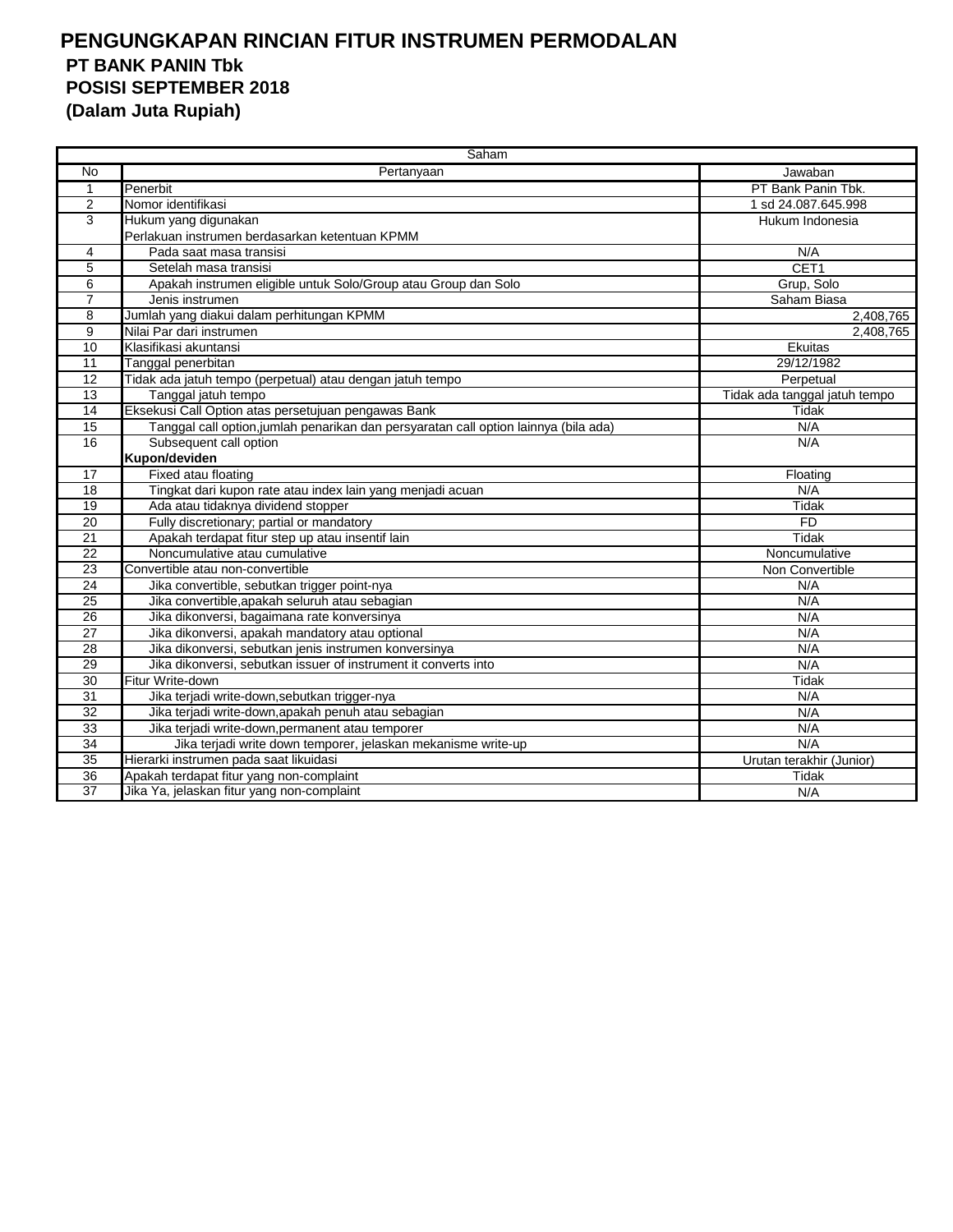# PENGUNGKAPAN RINCIAN FITUR INSTRUMEN PERMODALAN

**PT BANK PANIN Tbk**
**POSISI SEPTEMBER 2018**
**(Dalam Juta Rupiah)**

| Saham | | |
|---|---|---|
| No | Pertanyaan | Jawaban |
| 1 | Penerbit | PT Bank Panin Tbk. |
| 2 | Nomor identifikasi | 1 sd 24.087.645.998 |
| 3 | Hukum yang digunakan | Hukum Indonesia |
| | Perlakuan instrumen berdasarkan ketentuan KPMM | |
| 4 | Pada saat masa transisi | N/A |
| 5 | Setelah masa transisi | CET1 |
| 6 | Apakah instrumen eligible untuk Solo/Group atau Group dan Solo | Grup, Solo |
| 7 | Jenis instrumen | Saham Biasa |
| 8 | Jumlah yang diakui dalam perhitungan KPMM | 2,408,765 |
| 9 | Nilai Par dari instrumen | 2,408,765 |
| 10 | Klasifikasi akuntansi | Ekuitas |
| 11 | Tanggal penerbitan | 29/12/1982 |
| 12 | Tidak ada jatuh tempo (perpetual) atau dengan jatuh tempo | Perpetual |
| 13 | Tanggal jatuh tempo | Tidak ada tanggal jatuh tempo |
| 14 | Eksekusi Call Option atas persetujuan pengawas Bank | Tidak |
| 15 | Tanggal call option,jumlah penarikan dan persyaratan call option lainnya (bila ada) | N/A |
| 16 | Subsequent call option | N/A |
| | **Kupon/deviden** | |
| 17 | Fixed atau floating | Floating |
| 18 | Tingkat dari kupon rate atau index lain yang menjadi acuan | N/A |
| 19 | Ada atau tidaknya dividend stopper | Tidak |
| 20 | Fully discretionary; partial or mandatory | FD |
| 21 | Apakah terdapat fitur step up atau insentif lain | Tidak |
| 22 | Noncumulative atau cumulative | Noncumulative |
| 23 | Convertible atau non-convertible | Non Convertible |
| 24 | Jika convertible, sebutkan trigger point-nya | N/A |
| 25 | Jika convertible,apakah seluruh atau sebagian | N/A |
| 26 | Jika dikonversi, bagaimana rate konversinya | N/A |
| 27 | Jika dikonversi, apakah mandatory atau optional | N/A |
| 28 | Jika dikonversi, sebutkan jenis instrumen konversinya | N/A |
| 29 | Jika dikonversi, sebutkan issuer of instrument it converts into | N/A |
| 30 | Fitur Write-down | Tidak |
| 31 | Jika terjadi write-down,sebutkan trigger-nya | N/A |
| 32 | Jika terjadi write-down,apakah penuh atau sebagian | N/A |
| 33 | Jika terjadi write-down,permanent atau temporer | N/A |
| 34 | Jika terjadi write down temporer, jelaskan mekanisme write-up | N/A |
| 35 | Hierarki instrumen pada saat likuidasi | Urutan terakhir (Junior) |
| 36 | Apakah terdapat fitur yang non-complaint | Tidak |
| 37 | Jika Ya, jelaskan fitur yang non-complaint | N/A |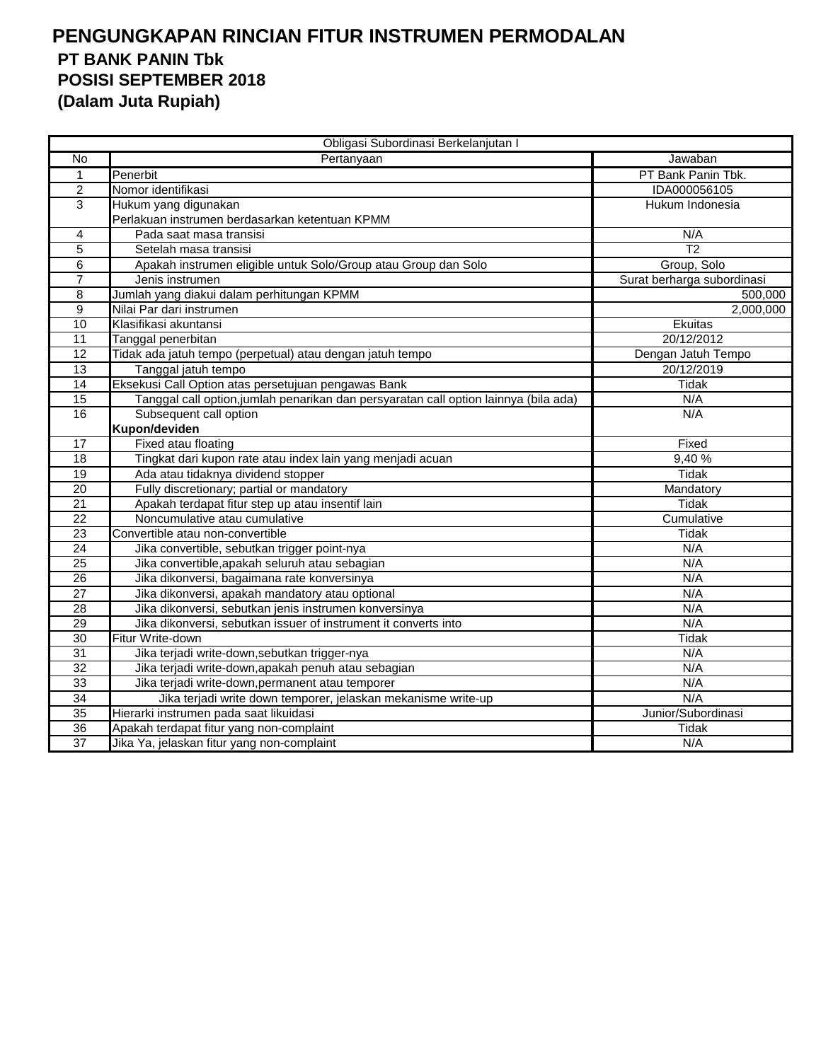# PENGUNGKAPAN RINCIAN FITUR INSTRUMEN PERMODALAN

**PT BANK PANIN Tbk**

**POSISI SEPTEMBER 2018**

**(Dalam Juta Rupiah)**

| Obligasi Subordinasi Berkelanjutan I | | |
|---|---|---|
| No | Pertanyaan | Jawaban |
| 1 | Penerbit | PT Bank Panin Tbk. |
| 2 | Nomor identifikasi | IDA000056105 |
| 3 | Hukum yang digunakan | Hukum Indonesia |
| | Perlakuan instrumen berdasarkan ketentuan KPMM | |
| 4 | Pada saat masa transisi | N/A |
| 5 | Setelah masa transisi | T2 |
| 6 | Apakah instrumen eligible untuk Solo/Group atau Group dan Solo | Group, Solo |
| 7 | Jenis instrumen | Surat berharga subordinasi |
| 8 | Jumlah yang diakui dalam perhitungan KPMM | 500,000 |
| 9 | Nilai Par dari instrumen | 2,000,000 |
| 10 | Klasifikasi akuntansi | Ekuitas |
| 11 | Tanggal penerbitan | 20/12/2012 |
| 12 | Tidak ada jatuh tempo (perpetual) atau dengan jatuh tempo | Dengan Jatuh Tempo |
| 13 | Tanggal jatuh tempo | 20/12/2019 |
| 14 | Eksekusi Call Option atas persetujuan pengawas Bank | Tidak |
| 15 | Tanggal call option,jumlah penarikan dan persyaratan call option lainnya (bila ada) | N/A |
| 16 | Subsequent call option | N/A |
| | **Kupon/deviden** | |
| 17 | Fixed atau floating | Fixed |
| 18 | Tingkat dari kupon rate atau index lain yang menjadi acuan | 9,40 % |
| 19 | Ada atau tidaknya dividend stopper | Tidak |
| 20 | Fully discretionary; partial or mandatory | Mandatory |
| 21 | Apakah terdapat fitur step up atau insentif lain | Tidak |
| 22 | Noncumulative atau cumulative | Cumulative |
| 23 | Convertible atau non-convertible | Tidak |
| 24 | Jika convertible, sebutkan trigger point-nya | N/A |
| 25 | Jika convertible,apakah seluruh atau sebagian | N/A |
| 26 | Jika dikonversi, bagaimana rate konversinya | N/A |
| 27 | Jika dikonversi, apakah mandatory atau optional | N/A |
| 28 | Jika dikonversi, sebutkan jenis instrumen konversinya | N/A |
| 29 | Jika dikonversi, sebutkan issuer of instrument it converts into | N/A |
| 30 | Fitur Write-down | Tidak |
| 31 | Jika terjadi write-down,sebutkan trigger-nya | N/A |
| 32 | Jika terjadi write-down,apakah penuh atau sebagian | N/A |
| 33 | Jika terjadi write-down,permanent atau temporer | N/A |
| 34 | Jika terjadi write down temporer, jelaskan mekanisme write-up | N/A |
| 35 | Hierarki instrumen pada saat likuidasi | Junior/Subordinasi |
| 36 | Apakah terdapat fitur yang non-complaint | Tidak |
| 37 | Jika Ya, jelaskan fitur yang non-complaint | N/A |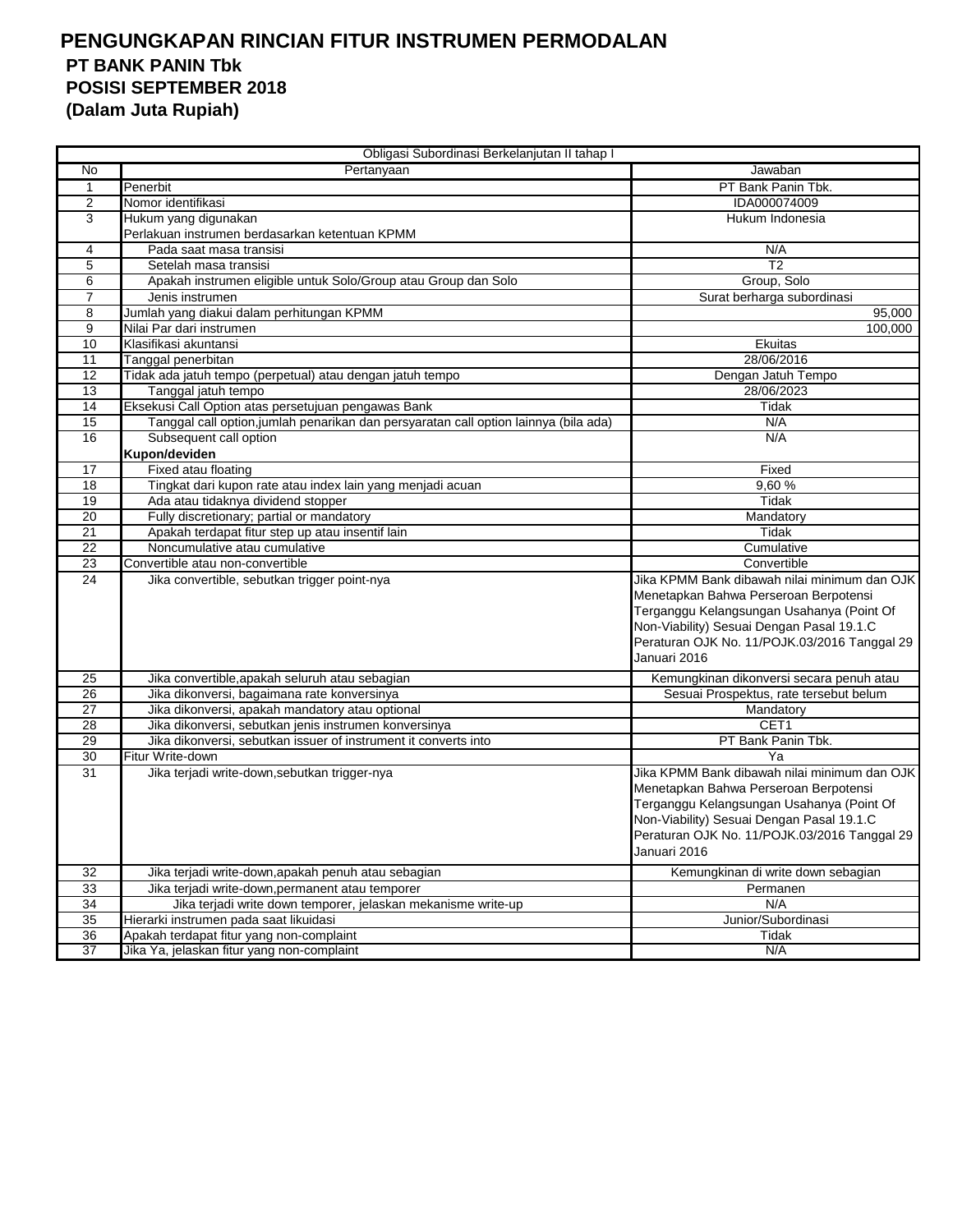# PENGUNGKAPAN RINCIAN FITUR INSTRUMEN PERMODALAN

## PT BANK PANIN Tbk

## POSISI SEPTEMBER 2018

## (Dalam Juta Rupiah)

| Obligasi Subordinasi Berkelanjutan II tahap I | | |
|---|---|---|
| No | Pertanyaan | Jawaban |
| 1 | Penerbit | PT Bank Panin Tbk. |
| 2 | Nomor identifikasi | IDA000074009 |
| 3 | Hukum yang digunakan | Hukum Indonesia |
| | Perlakuan instrumen berdasarkan ketentuan KPMM | |
| 4 | Pada saat masa transisi | N/A |
| 5 | Setelah masa transisi | T2 |
| 6 | Apakah instrumen eligible untuk Solo/Group atau Group dan Solo | Group, Solo |
| 7 | Jenis instrumen | Surat berharga subordinasi |
| 8 | Jumlah yang diakui dalam perhitungan KPMM | 95,000 |
| 9 | Nilai Par dari instrumen | 100,000 |
| 10 | Klasifikasi akuntansi | Ekuitas |
| 11 | Tanggal penerbitan | 28/06/2016 |
| 12 | Tidak ada jatuh tempo (perpetual) atau dengan jatuh tempo | Dengan Jatuh Tempo |
| 13 | Tanggal jatuh tempo | 28/06/2023 |
| 14 | Eksekusi Call Option atas persetujuan pengawas Bank | Tidak |
| 15 | Tanggal call option,jumlah penarikan dan persyaratan call option lainnya (bila ada) | N/A |
| 16 | Subsequent call option | N/A |
| | **Kupon/deviden** | |
| 17 | Fixed atau floating | Fixed |
| 18 | Tingkat dari kupon rate atau index lain yang menjadi acuan | 9,60 % |
| 19 | Ada atau tidaknya dividend stopper | Tidak |
| 20 | Fully discretionary; partial or mandatory | Mandatory |
| 21 | Apakah terdapat fitur step up atau insentif lain | Tidak |
| 22 | Noncumulative atau cumulative | Cumulative |
| 23 | Convertible atau non-convertible | Convertible |
| 24 | Jika convertible, sebutkan trigger point-nya | Jika KPMM Bank dibawah nilai minimum dan OJK Menetapkan Bahwa Perseroan Berpotensi Terganggu Kelangsungan Usahanya (Point Of Non-Viability) Sesuai Dengan Pasal 19.1.C Peraturan OJK No. 11/POJK.03/2016 Tanggal 29 Januari 2016 |
| 25 | Jika convertible,apakah seluruh atau sebagian | Kemungkinan dikonversi secara penuh atau |
| 26 | Jika dikonversi, bagaimana rate konversinya | Sesuai Prospektus, rate tersebut belum |
| 27 | Jika dikonversi, apakah mandatory atau optional | Mandatory |
| 28 | Jika dikonversi, sebutkan jenis instrumen konversinya | CET1 |
| 29 | Jika dikonversi, sebutkan issuer of instrument it converts into | PT Bank Panin Tbk. |
| 30 | Fitur Write-down | Ya |
| 31 | Jika terjadi write-down,sebutkan trigger-nya | Jika KPMM Bank dibawah nilai minimum dan OJK Menetapkan Bahwa Perseroan Berpotensi Terganggu Kelangsungan Usahanya (Point Of Non-Viability) Sesuai Dengan Pasal 19.1.C Peraturan OJK No. 11/POJK.03/2016 Tanggal 29 Januari 2016 |
| 32 | Jika terjadi write-down,apakah penuh atau sebagian | Kemungkinan di write down sebagian |
| 33 | Jika terjadi write-down,permanent atau temporer | Permanen |
| 34 | Jika terjadi write down temporer, jelaskan mekanisme write-up | N/A |
| 35 | Hierarki instrumen pada saat likuidasi | Junior/Subordinasi |
| 36 | Apakah terdapat fitur yang non-complaint | Tidak |
| 37 | Jika Ya, jelaskan fitur yang non-complaint | N/A |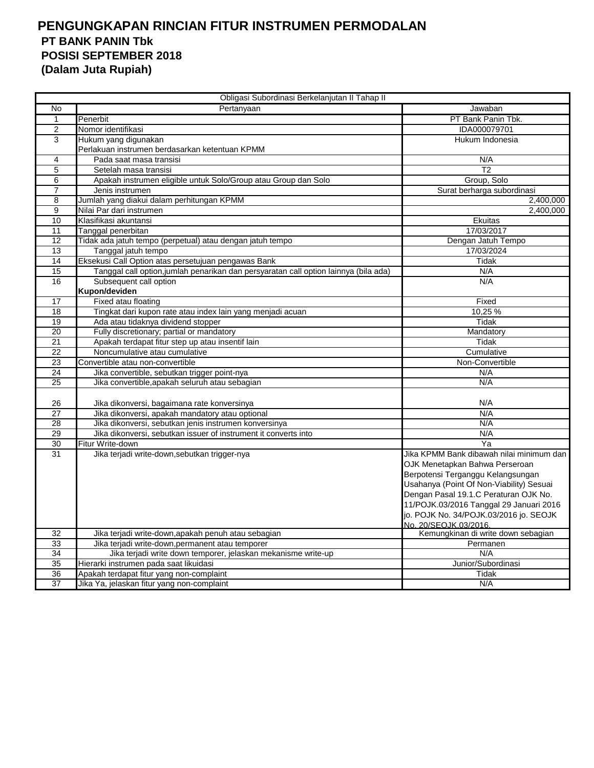# PENGUNGKAPAN RINCIAN FITUR INSTRUMEN PERMODALAN
## PT BANK PANIN Tbk
## POSISI SEPTEMBER 2018
## (Dalam Juta Rupiah)

| Obligasi Subordinasi Berkelanjutan II Tahap II | | |
|---|---|---|
| No | Pertanyaan | Jawaban |
| 1 | Penerbit | PT Bank Panin Tbk. |
| 2 | Nomor identifikasi | IDA000079701 |
| 3 | Hukum yang digunakan | Hukum Indonesia |
| | Perlakuan instrumen berdasarkan ketentuan KPMM | |
| 4 | Pada saat masa transisi | N/A |
| 5 | Setelah masa transisi | T2 |
| 6 | Apakah instrumen eligible untuk Solo/Group atau Group dan Solo | Group, Solo |
| 7 | Jenis instrumen | Surat berharga subordinasi |
| 8 | Jumlah yang diakui dalam perhitungan KPMM | 2,400,000 |
| 9 | Nilai Par dari instrumen | 2,400,000 |
| 10 | Klasifikasi akuntansi | Ekuitas |
| 11 | Tanggal penerbitan | 17/03/2017 |
| 12 | Tidak ada jatuh tempo (perpetual) atau dengan jatuh tempo | Dengan Jatuh Tempo |
| 13 | Tanggal jatuh tempo | 17/03/2024 |
| 14 | Eksekusi Call Option atas persetujuan pengawas Bank | Tidak |
| 15 | Tanggal call option,jumlah penarikan dan persyaratan call option lainnya (bila ada) | N/A |
| 16 | Subsequent call option | N/A |
| | **Kupon/deviden** | |
| 17 | Fixed atau floating | Fixed |
| 18 | Tingkat dari kupon rate atau index lain yang menjadi acuan | 10,25 % |
| 19 | Ada atau tidaknya dividend stopper | Tidak |
| 20 | Fully discretionary; partial or mandatory | Mandatory |
| 21 | Apakah terdapat fitur step up atau insentif lain | Tidak |
| 22 | Noncumulative atau cumulative | Cumulative |
| 23 | Convertible atau non-convertible | Non-Convertible |
| 24 | Jika convertible, sebutkan trigger point-nya | N/A |
| 25 | Jika convertible,apakah seluruh atau sebagian | N/A |
| 26 | Jika dikonversi, bagaimana rate konversinya | N/A |
| 27 | Jika dikonversi, apakah mandatory atau optional | N/A |
| 28 | Jika dikonversi, sebutkan jenis instrumen konversinya | N/A |
| 29 | Jika dikonversi, sebutkan issuer of instrument it converts into | N/A |
| 30 | Fitur Write-down | Ya |
| 31 | Jika terjadi write-down,sebutkan trigger-nya | Jika KPMM Bank dibawah nilai minimum dan OJK Menetapkan Bahwa Perseroan Berpotensi Terganggu Kelangsungan Usahanya (Point Of Non-Viability) Sesuai Dengan Pasal 19.1.C Peraturan OJK No. 11/POJK.03/2016 Tanggal 29 Januari 2016 jo. POJK No. 34/POJK.03/2016 jo. SEOJK No. 20/SEOJK.03/2016. |
| 32 | Jika terjadi write-down,apakah penuh atau sebagian | Kemungkinan di write down sebagian |
| 33 | Jika terjadi write-down,permanent atau temporer | Permanen |
| 34 | Jika terjadi write down temporer, jelaskan mekanisme write-up | N/A |
| 35 | Hierarki instrumen pada saat likuidasi | Junior/Subordinasi |
| 36 | Apakah terdapat fitur yang non-complaint | Tidak |
| 37 | Jika Ya, jelaskan fitur yang non-complaint | N/A |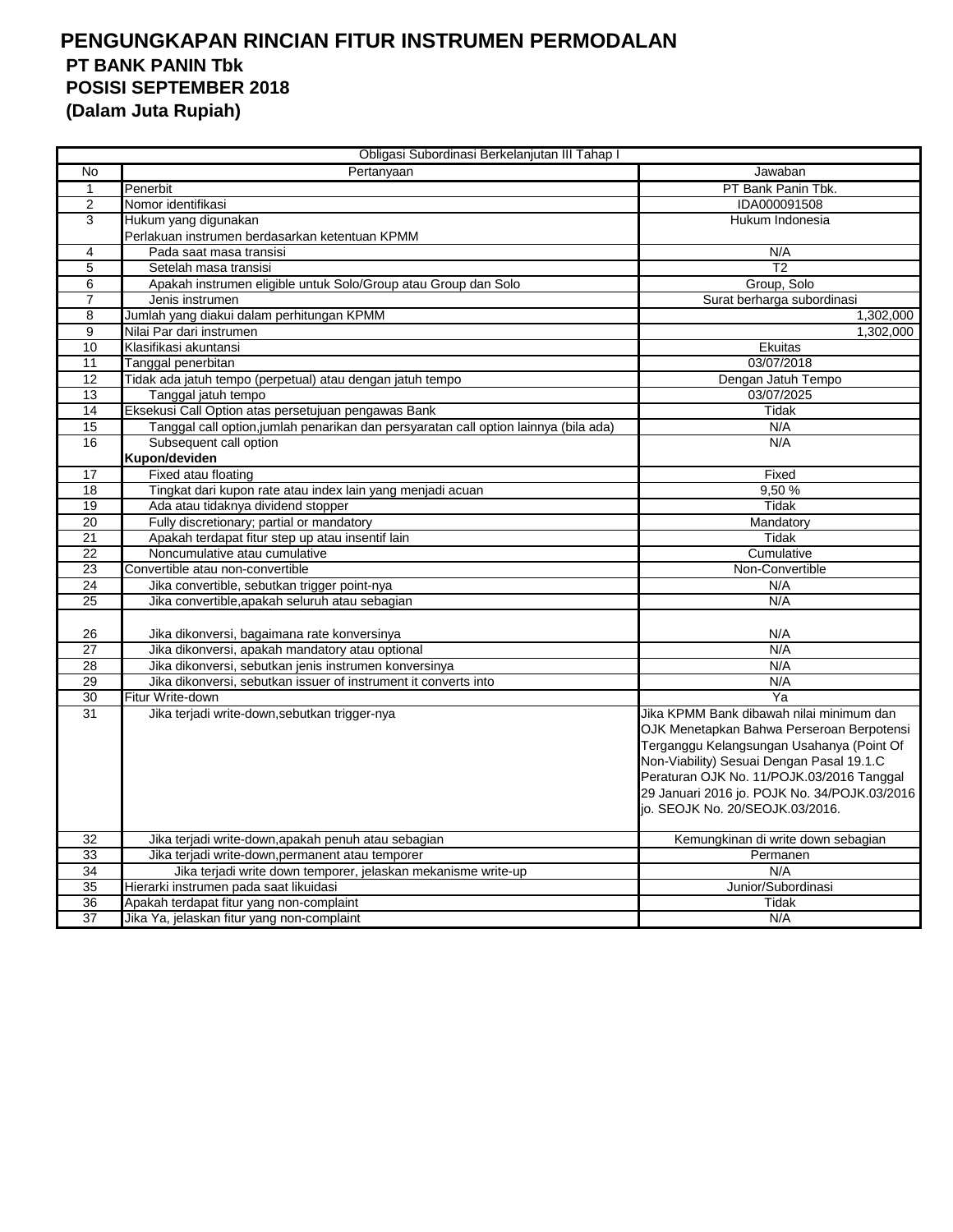# PENGUNGKAPAN RINCIAN FITUR INSTRUMEN PERMODALAN

## PT BANK PANIN Tbk

## POSISI SEPTEMBER 2018

## (Dalam Juta Rupiah)

| Obligasi Subordinasi Berkelanjutan III Tahap I | | |
|---|---|---|
| No | Pertanyaan | Jawaban |
| 1 | Penerbit | PT Bank Panin Tbk. |
| 2 | Nomor identifikasi | IDA000091508 |
| 3 | Hukum yang digunakan | Hukum Indonesia |
| | Perlakuan instrumen berdasarkan ketentuan KPMM | |
| 4 | Pada saat masa transisi | N/A |
| 5 | Setelah masa transisi | T2 |
| 6 | Apakah instrumen eligible untuk Solo/Group atau Group dan Solo | Group, Solo |
| 7 | Jenis instrumen | Surat berharga subordinasi |
| 8 | Jumlah yang diakui dalam perhitungan KPMM | 1,302,000 |
| 9 | Nilai Par dari instrumen | 1,302,000 |
| 10 | Klasifikasi akuntansi | Ekuitas |
| 11 | Tanggal penerbitan | 03/07/2018 |
| 12 | Tidak ada jatuh tempo (perpetual) atau dengan jatuh tempo | Dengan Jatuh Tempo |
| 13 | Tanggal jatuh tempo | 03/07/2025 |
| 14 | Eksekusi Call Option atas persetujuan pengawas Bank | Tidak |
| 15 | Tanggal call option,jumlah penarikan dan persyaratan call option lainnya (bila ada) | N/A |
| 16 | Subsequent call option | N/A |
| | **Kupon/deviden** | |
| 17 | Fixed atau floating | Fixed |
| 18 | Tingkat dari kupon rate atau index lain yang menjadi acuan | 9,50 % |
| 19 | Ada atau tidaknya dividend stopper | Tidak |
| 20 | Fully discretionary; partial or mandatory | Mandatory |
| 21 | Apakah terdapat fitur step up atau insentif lain | Tidak |
| 22 | Noncumulative atau cumulative | Cumulative |
| 23 | Convertible atau non-convertible | Non-Convertible |
| 24 | Jika convertible, sebutkan trigger point-nya | N/A |
| 25 | Jika convertible,apakah seluruh atau sebagian | N/A |
| 26 | Jika dikonversi, bagaimana rate konversinya | N/A |
| 27 | Jika dikonversi, apakah mandatory atau optional | N/A |
| 28 | Jika dikonversi, sebutkan jenis instrumen konversinya | N/A |
| 29 | Jika dikonversi, sebutkan issuer of instrument it converts into | N/A |
| 30 | Fitur Write-down | Ya |
| 31 | Jika terjadi write-down,sebutkan trigger-nya | Jika KPMM Bank dibawah nilai minimum dan OJK Menetapkan Bahwa Perseroan Berpotensi Terganggu Kelangsungan Usahanya (Point Of Non-Viability) Sesuai Dengan Pasal 19.1.C Peraturan OJK No. 11/POJK.03/2016 Tanggal 29 Januari 2016 jo. POJK No. 34/POJK.03/2016 jo. SEOJK No. 20/SEOJK.03/2016. |
| 32 | Jika terjadi write-down,apakah penuh atau sebagian | Kemungkinan di write down sebagian |
| 33 | Jika terjadi write-down,permanent atau temporer | Permanen |
| 34 | Jika terjadi write down temporer, jelaskan mekanisme write-up | N/A |
| 35 | Hierarki instrumen pada saat likuidasi | Junior/Subordinasi |
| 36 | Apakah terdapat fitur yang non-complaint | Tidak |
| 37 | Jika Ya, jelaskan fitur yang non-complaint | N/A |